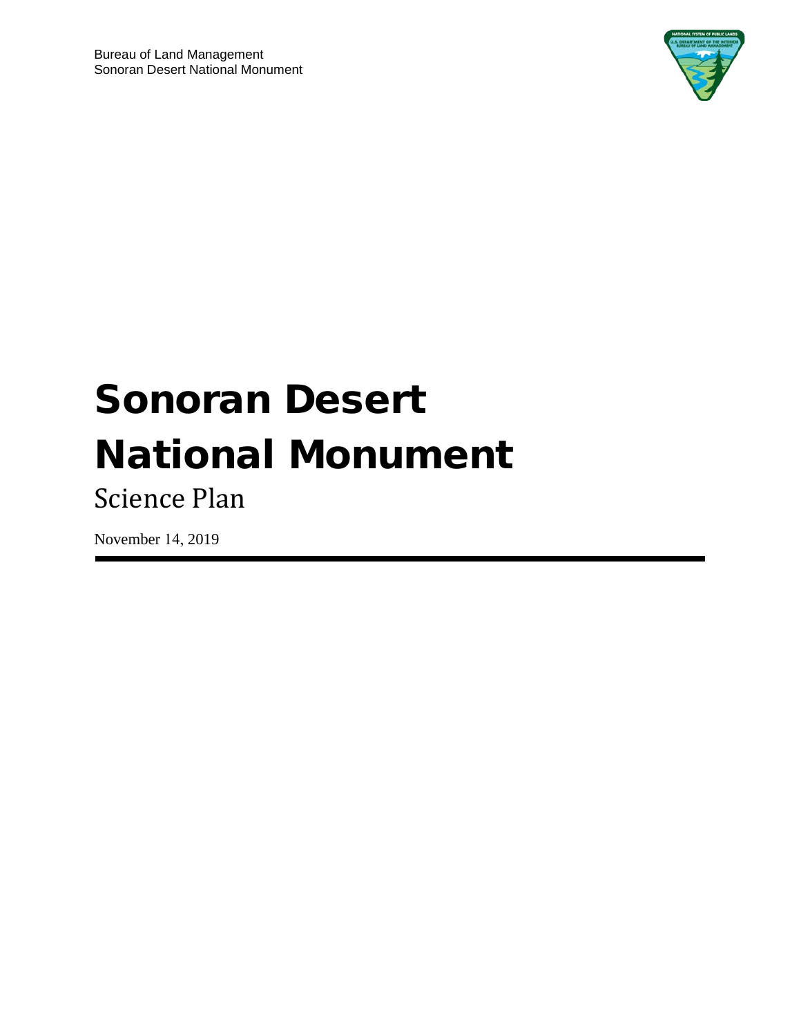Bureau of Land Management
Sonoran Desert National Monument

# Sonoran Desert National Monument

## Science Plan

November 14, 2019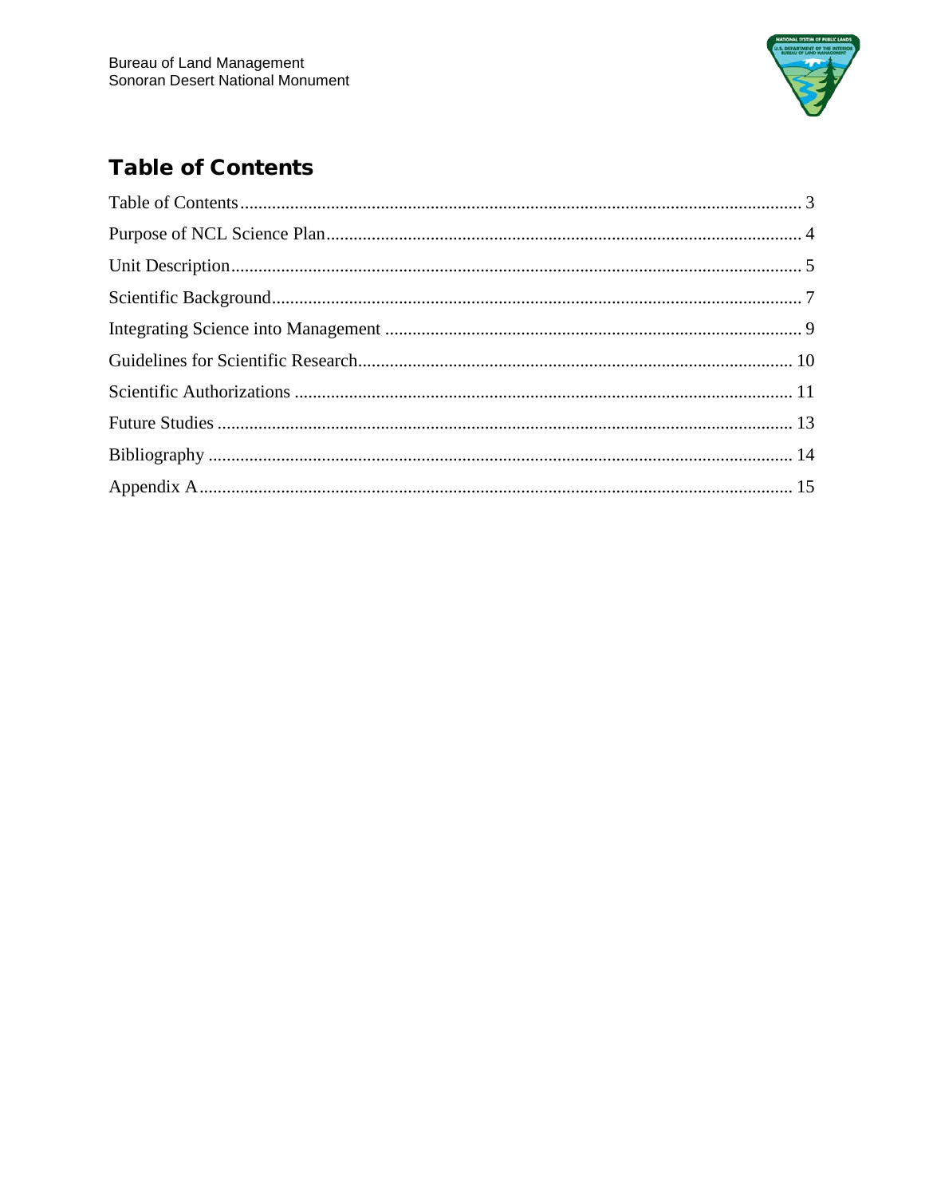# Table of Contents

Table of Contents ........................................................................................................................ 3

Purpose of NCL Science Plan ...................................................................................................... 4

Unit Description ............................................................................................................................ 5

Scientific Background ................................................................................................................... 7

Integrating Science into Management ......................................................................................... 9

Guidelines for Scientific Research .............................................................................................. 10

Scientific Authorizations ............................................................................................................. 11

Future Studies ............................................................................................................................. 13

Bibliography ................................................................................................................................ 14

Appendix A .................................................................................................................................. 15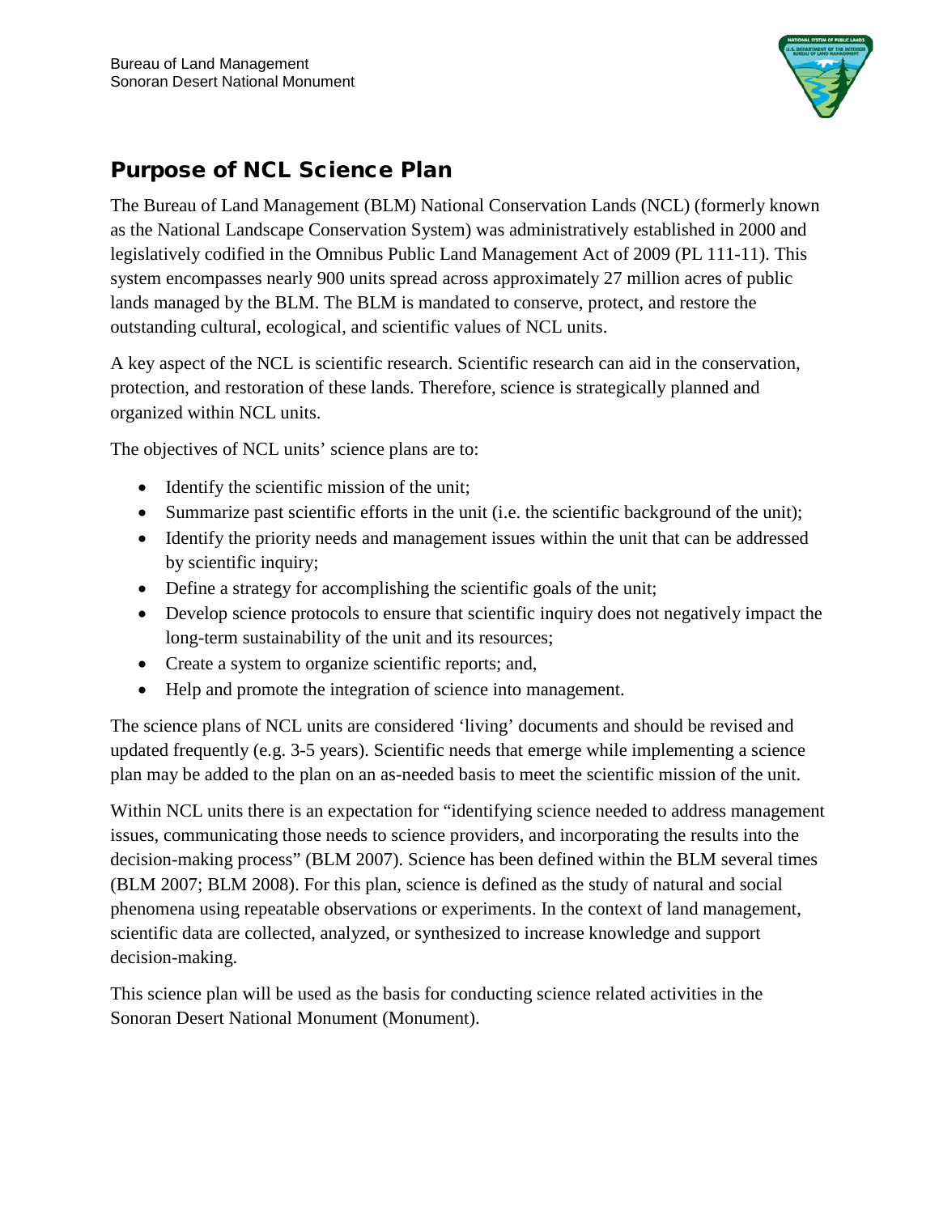## Purpose of NCL Science Plan

The Bureau of Land Management (BLM) National Conservation Lands (NCL) (formerly known as the National Landscape Conservation System) was administratively established in 2000 and legislatively codified in the Omnibus Public Land Management Act of 2009 (PL 111-11). This system encompasses nearly 900 units spread across approximately 27 million acres of public lands managed by the BLM. The BLM is mandated to conserve, protect, and restore the outstanding cultural, ecological, and scientific values of NCL units.

A key aspect of the NCL is scientific research. Scientific research can aid in the conservation, protection, and restoration of these lands. Therefore, science is strategically planned and organized within NCL units.

The objectives of NCL units' science plans are to:

- Identify the scientific mission of the unit;
- Summarize past scientific efforts in the unit (i.e. the scientific background of the unit);
- Identify the priority needs and management issues within the unit that can be addressed by scientific inquiry;
- Define a strategy for accomplishing the scientific goals of the unit;
- Develop science protocols to ensure that scientific inquiry does not negatively impact the long-term sustainability of the unit and its resources;
- Create a system to organize scientific reports; and,
- Help and promote the integration of science into management.

The science plans of NCL units are considered 'living' documents and should be revised and updated frequently (e.g. 3-5 years). Scientific needs that emerge while implementing a science plan may be added to the plan on an as-needed basis to meet the scientific mission of the unit.

Within NCL units there is an expectation for "identifying science needed to address management issues, communicating those needs to science providers, and incorporating the results into the decision-making process" (BLM 2007). Science has been defined within the BLM several times (BLM 2007; BLM 2008). For this plan, science is defined as the study of natural and social phenomena using repeatable observations or experiments. In the context of land management, scientific data are collected, analyzed, or synthesized to increase knowledge and support decision-making.

This science plan will be used as the basis for conducting science related activities in the Sonoran Desert National Monument (Monument).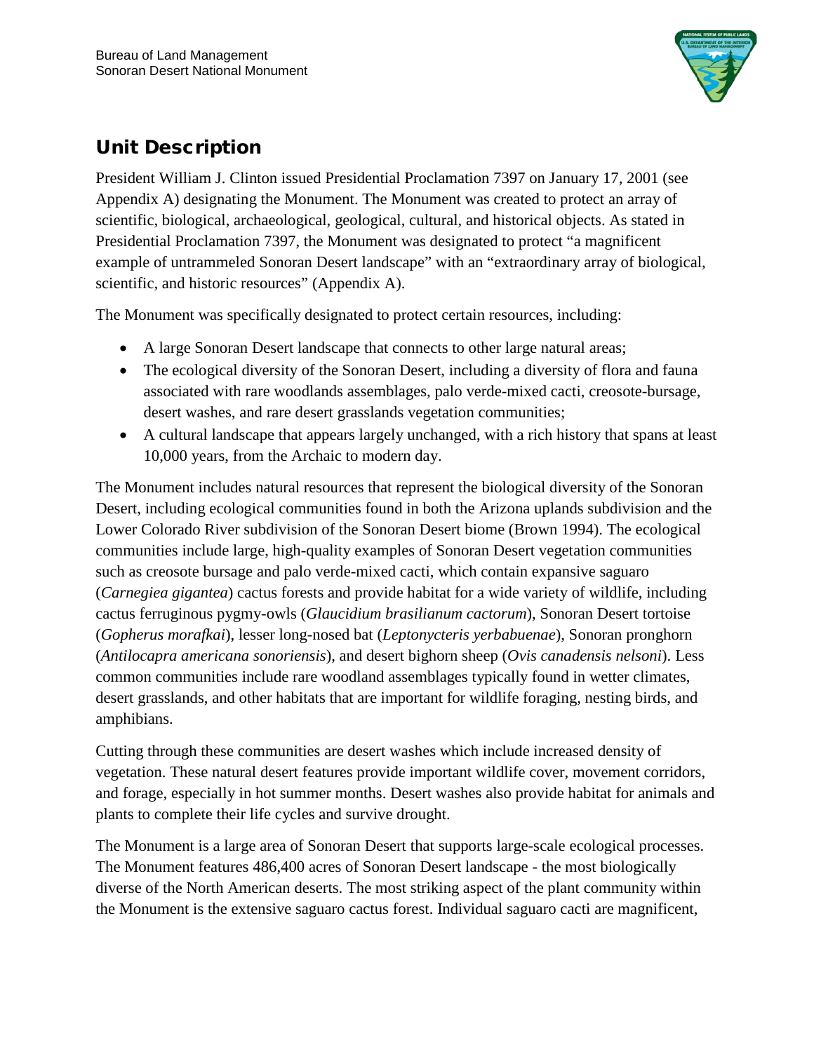## Unit Description

President William J. Clinton issued Presidential Proclamation 7397 on January 17, 2001 (see Appendix A) designating the Monument. The Monument was created to protect an array of scientific, biological, archaeological, geological, cultural, and historical objects. As stated in Presidential Proclamation 7397, the Monument was designated to protect "a magnificent example of untrammeled Sonoran Desert landscape" with an "extraordinary array of biological, scientific, and historic resources" (Appendix A).

The Monument was specifically designated to protect certain resources, including:

- A large Sonoran Desert landscape that connects to other large natural areas;
- The ecological diversity of the Sonoran Desert, including a diversity of flora and fauna associated with rare woodlands assemblages, palo verde-mixed cacti, creosote-bursage, desert washes, and rare desert grasslands vegetation communities;
- A cultural landscape that appears largely unchanged, with a rich history that spans at least 10,000 years, from the Archaic to modern day.

The Monument includes natural resources that represent the biological diversity of the Sonoran Desert, including ecological communities found in both the Arizona uplands subdivision and the Lower Colorado River subdivision of the Sonoran Desert biome (Brown 1994). The ecological communities include large, high-quality examples of Sonoran Desert vegetation communities such as creosote bursage and palo verde-mixed cacti, which contain expansive saguaro (*Carnegiea gigantea*) cactus forests and provide habitat for a wide variety of wildlife, including cactus ferruginous pygmy-owls (*Glaucidium brasilianum cactorum*), Sonoran Desert tortoise (*Gopherus morafkai*), lesser long-nosed bat (*Leptonycteris yerbabuenae*), Sonoran pronghorn (*Antilocapra americana sonoriensis*), and desert bighorn sheep (*Ovis canadensis nelsoni*). Less common communities include rare woodland assemblages typically found in wetter climates, desert grasslands, and other habitats that are important for wildlife foraging, nesting birds, and amphibians.

Cutting through these communities are desert washes which include increased density of vegetation. These natural desert features provide important wildlife cover, movement corridors, and forage, especially in hot summer months. Desert washes also provide habitat for animals and plants to complete their life cycles and survive drought.

The Monument is a large area of Sonoran Desert that supports large-scale ecological processes. The Monument features 486,400 acres of Sonoran Desert landscape - the most biologically diverse of the North American deserts. The most striking aspect of the plant community within the Monument is the extensive saguaro cactus forest. Individual saguaro cacti are magnificent,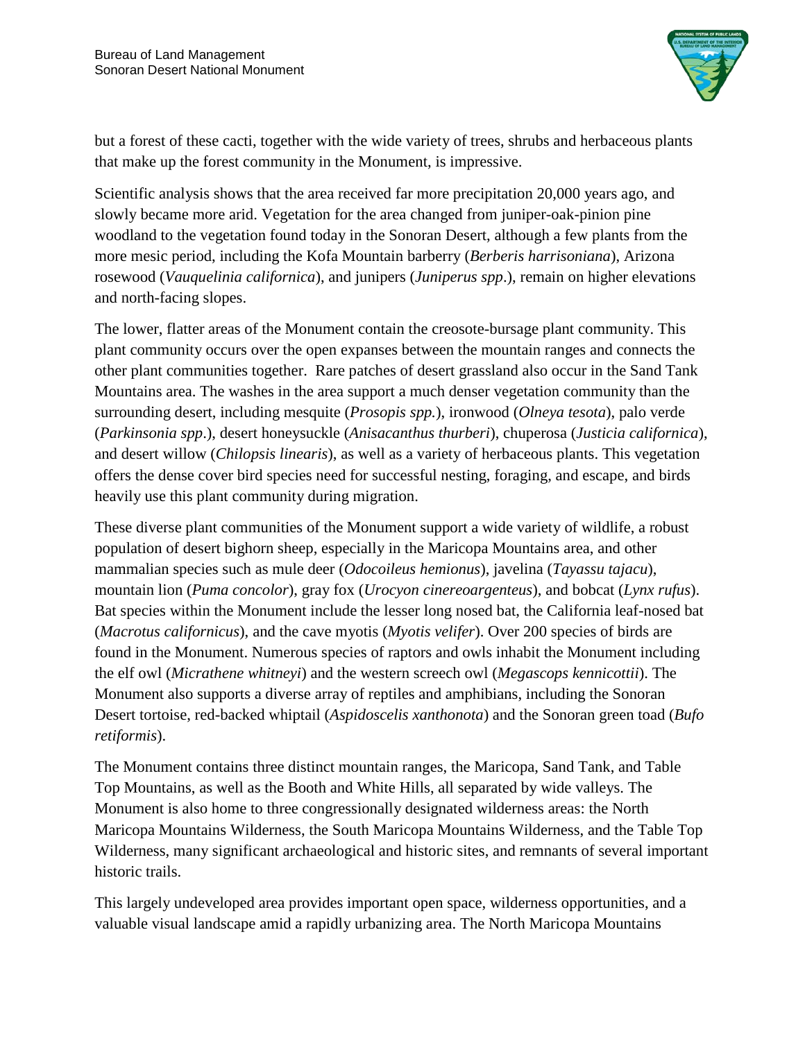but a forest of these cacti, together with the wide variety of trees, shrubs and herbaceous plants that make up the forest community in the Monument, is impressive.

Scientific analysis shows that the area received far more precipitation 20,000 years ago, and slowly became more arid. Vegetation for the area changed from juniper-oak-pinion pine woodland to the vegetation found today in the Sonoran Desert, although a few plants from the more mesic period, including the Kofa Mountain barberry (*Berberis harrisoniana*), Arizona rosewood (*Vauquelinia californica*), and junipers (*Juniperus spp*.), remain on higher elevations and north-facing slopes.

The lower, flatter areas of the Monument contain the creosote-bursage plant community. This plant community occurs over the open expanses between the mountain ranges and connects the other plant communities together. Rare patches of desert grassland also occur in the Sand Tank Mountains area. The washes in the area support a much denser vegetation community than the surrounding desert, including mesquite (*Prosopis spp.*), ironwood (*Olneya tesota*), palo verde (*Parkinsonia spp*.), desert honeysuckle (*Anisacanthus thurberi*), chuperosa (*Justicia californica*), and desert willow (*Chilopsis linearis*), as well as a variety of herbaceous plants. This vegetation offers the dense cover bird species need for successful nesting, foraging, and escape, and birds heavily use this plant community during migration.

These diverse plant communities of the Monument support a wide variety of wildlife, a robust population of desert bighorn sheep, especially in the Maricopa Mountains area, and other mammalian species such as mule deer (*Odocoileus hemionus*), javelina (*Tayassu tajacu*), mountain lion (*Puma concolor*), gray fox (*Urocyon cinereoargenteus*), and bobcat (*Lynx rufus*). Bat species within the Monument include the lesser long nosed bat, the California leaf-nosed bat (*Macrotus californicus*), and the cave myotis (*Myotis velifer*). Over 200 species of birds are found in the Monument. Numerous species of raptors and owls inhabit the Monument including the elf owl (*Micrathene whitneyi*) and the western screech owl (*Megascops kennicottii*). The Monument also supports a diverse array of reptiles and amphibians, including the Sonoran Desert tortoise, red-backed whiptail (*Aspidoscelis xanthonota*) and the Sonoran green toad (*Bufo retiformis*).

The Monument contains three distinct mountain ranges, the Maricopa, Sand Tank, and Table Top Mountains, as well as the Booth and White Hills, all separated by wide valleys. The Monument is also home to three congressionally designated wilderness areas: the North Maricopa Mountains Wilderness, the South Maricopa Mountains Wilderness, and the Table Top Wilderness, many significant archaeological and historic sites, and remnants of several important historic trails.

This largely undeveloped area provides important open space, wilderness opportunities, and a valuable visual landscape amid a rapidly urbanizing area. The North Maricopa Mountains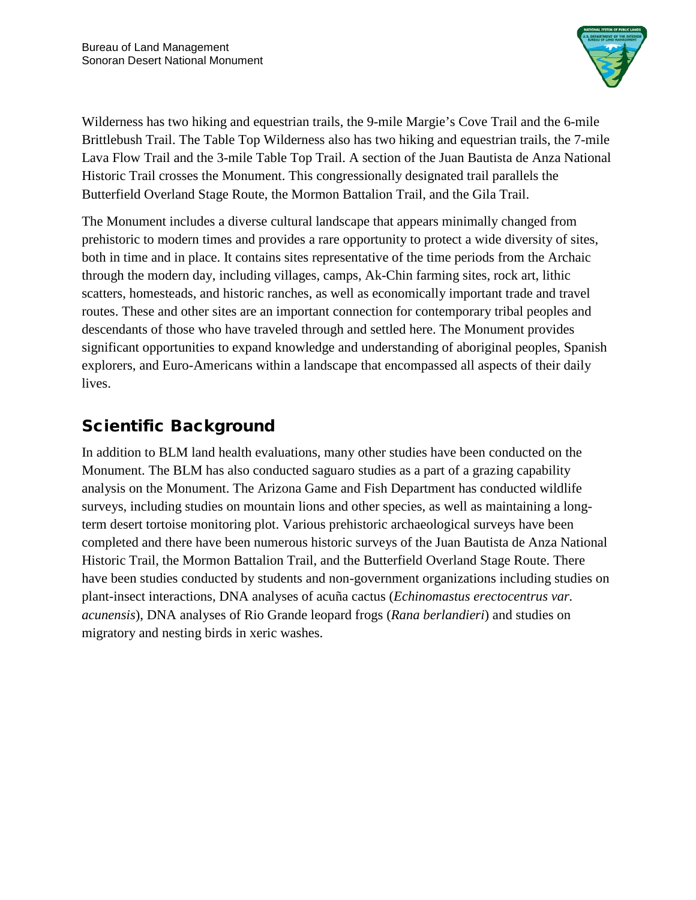Wilderness has two hiking and equestrian trails, the 9-mile Margie's Cove Trail and the 6-mile Brittlebush Trail. The Table Top Wilderness also has two hiking and equestrian trails, the 7-mile Lava Flow Trail and the 3-mile Table Top Trail. A section of the Juan Bautista de Anza National Historic Trail crosses the Monument. This congressionally designated trail parallels the Butterfield Overland Stage Route, the Mormon Battalion Trail, and the Gila Trail.

The Monument includes a diverse cultural landscape that appears minimally changed from prehistoric to modern times and provides a rare opportunity to protect a wide diversity of sites, both in time and in place. It contains sites representative of the time periods from the Archaic through the modern day, including villages, camps, Ak-Chin farming sites, rock art, lithic scatters, homesteads, and historic ranches, as well as economically important trade and travel routes. These and other sites are an important connection for contemporary tribal peoples and descendants of those who have traveled through and settled here. The Monument provides significant opportunities to expand knowledge and understanding of aboriginal peoples, Spanish explorers, and Euro-Americans within a landscape that encompassed all aspects of their daily lives.

## Scientific Background

In addition to BLM land health evaluations, many other studies have been conducted on the Monument. The BLM has also conducted saguaro studies as a part of a grazing capability analysis on the Monument. The Arizona Game and Fish Department has conducted wildlife surveys, including studies on mountain lions and other species, as well as maintaining a long-term desert tortoise monitoring plot. Various prehistoric archaeological surveys have been completed and there have been numerous historic surveys of the Juan Bautista de Anza National Historic Trail, the Mormon Battalion Trail, and the Butterfield Overland Stage Route. There have been studies conducted by students and non-government organizations including studies on plant-insect interactions, DNA analyses of acuña cactus (*Echinomastus erectocentrus var. acunensis*), DNA analyses of Rio Grande leopard frogs (*Rana berlandieri*) and studies on migratory and nesting birds in xeric washes.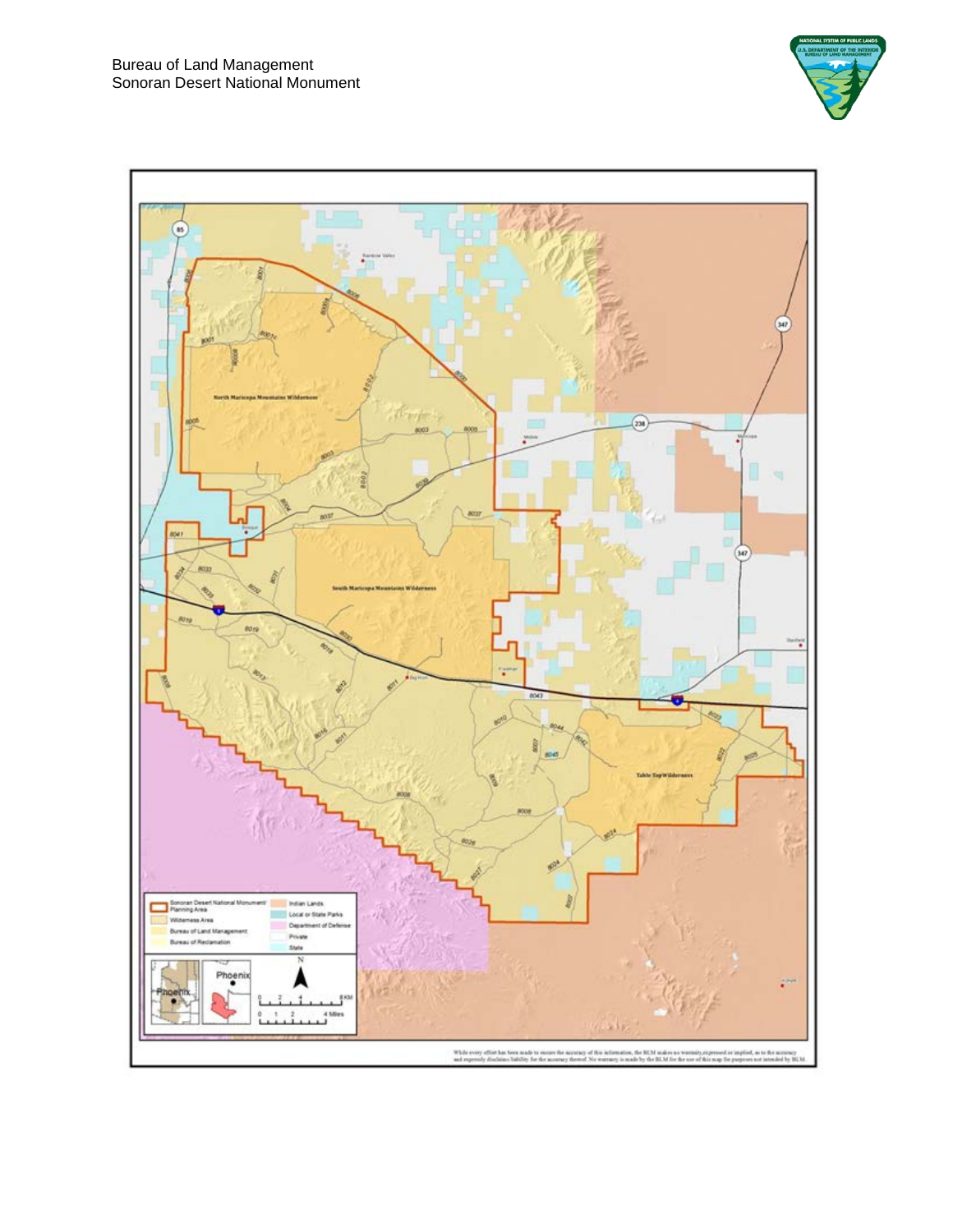Sonoran Desert National Monument Planning Area

Wilderness Area

Bureau of Land Management

Bureau of Reclamation

Indian Lands

Local or State Parks

Department of Defense

Private

State

While every effort has been made to ensure the accuracy of this information, the BLM makes no warranty, expressed or implied, as to the accuracy and expressly disclaims liability for the accuracy thereof. No warranty is made by the BLM for the use of this map for purposes not intended by BLM.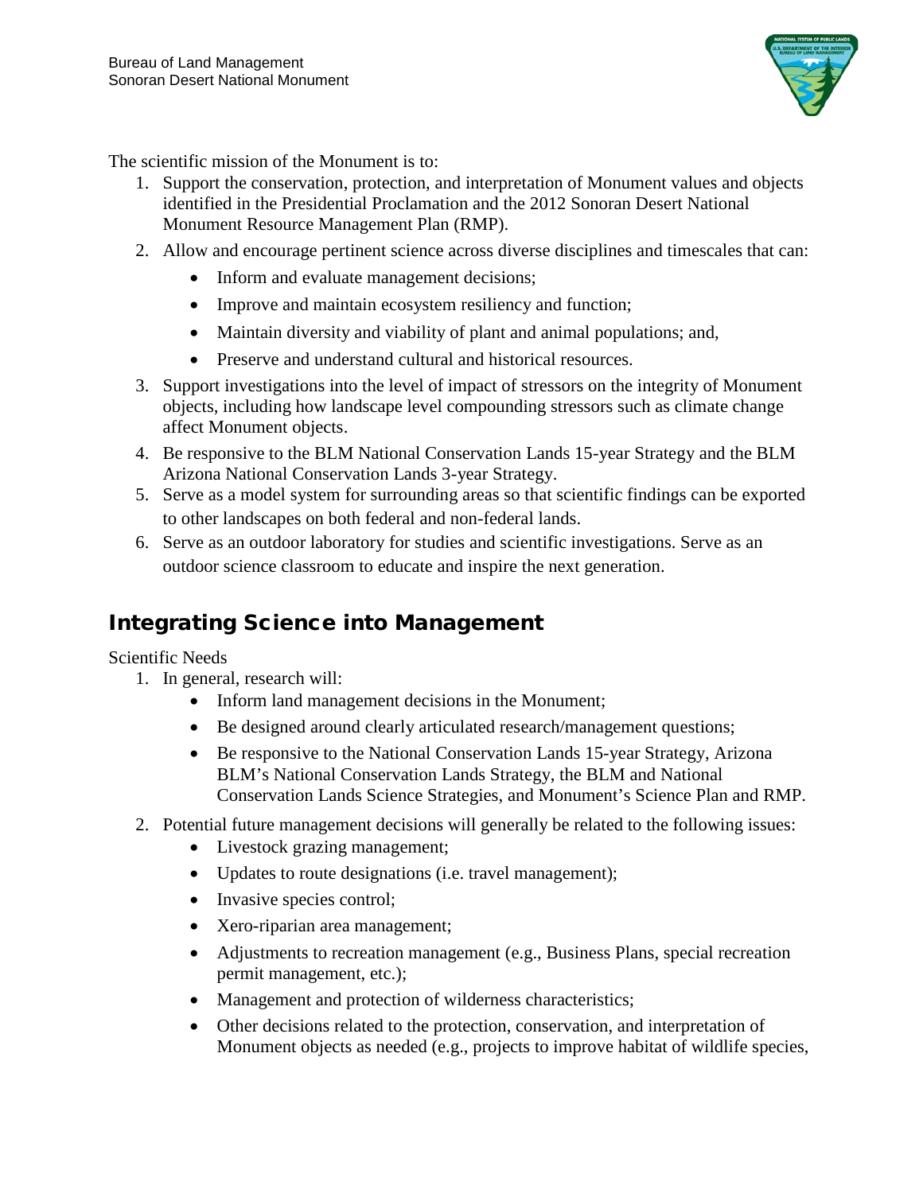The scientific mission of the Monument is to:

1. Support the conservation, protection, and interpretation of Monument values and objects identified in the Presidential Proclamation and the 2012 Sonoran Desert National Monument Resource Management Plan (RMP).
2. Allow and encourage pertinent science across diverse disciplines and timescales that can:
   - Inform and evaluate management decisions;
   - Improve and maintain ecosystem resiliency and function;
   - Maintain diversity and viability of plant and animal populations; and,
   - Preserve and understand cultural and historical resources.
3. Support investigations into the level of impact of stressors on the integrity of Monument objects, including how landscape level compounding stressors such as climate change affect Monument objects.
4. Be responsive to the BLM National Conservation Lands 15-year Strategy and the BLM Arizona National Conservation Lands 3-year Strategy.
5. Serve as a model system for surrounding areas so that scientific findings can be exported to other landscapes on both federal and non-federal lands.
6. Serve as an outdoor laboratory for studies and scientific investigations. Serve as an outdoor science classroom to educate and inspire the next generation.

## Integrating Science into Management

Scientific Needs

1. In general, research will:
   - Inform land management decisions in the Monument;
   - Be designed around clearly articulated research/management questions;
   - Be responsive to the National Conservation Lands 15-year Strategy, Arizona BLM's National Conservation Lands Strategy, the BLM and National Conservation Lands Science Strategies, and Monument's Science Plan and RMP.
2. Potential future management decisions will generally be related to the following issues:
   - Livestock grazing management;
   - Updates to route designations (i.e. travel management);
   - Invasive species control;
   - Xero-riparian area management;
   - Adjustments to recreation management (e.g., Business Plans, special recreation permit management, etc.);
   - Management and protection of wilderness characteristics;
   - Other decisions related to the protection, conservation, and interpretation of Monument objects as needed (e.g., projects to improve habitat of wildlife species,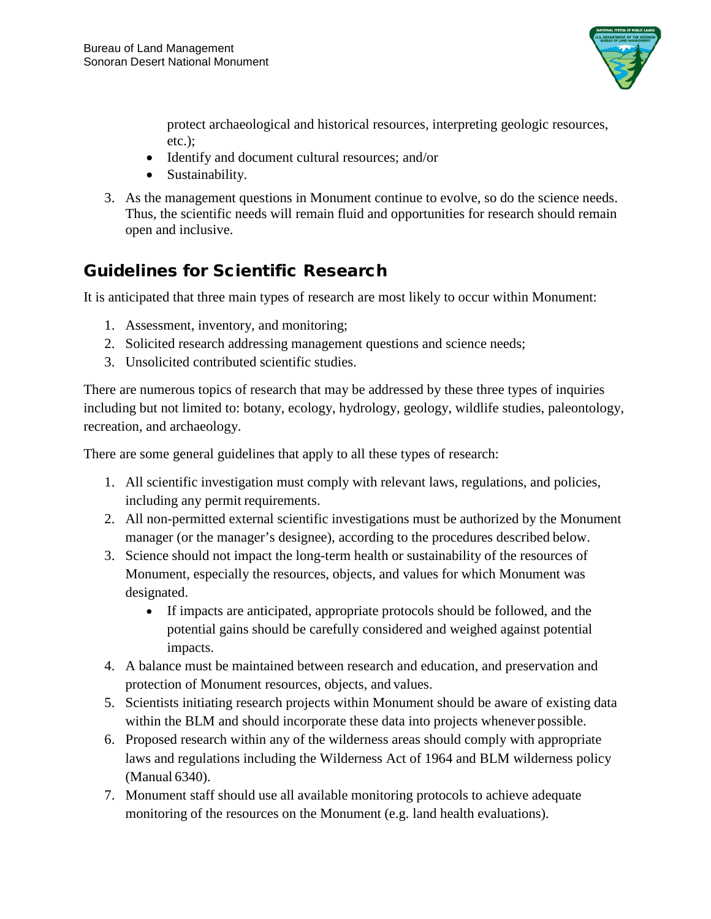protect archaeological and historical resources, interpreting geologic resources, etc.);
- Identify and document cultural resources; and/or
- Sustainability.

3. As the management questions in Monument continue to evolve, so do the science needs. Thus, the scientific needs will remain fluid and opportunities for research should remain open and inclusive.

## Guidelines for Scientific Research

It is anticipated that three main types of research are most likely to occur within Monument:

1. Assessment, inventory, and monitoring;
2. Solicited research addressing management questions and science needs;
3. Unsolicited contributed scientific studies.

There are numerous topics of research that may be addressed by these three types of inquiries including but not limited to: botany, ecology, hydrology, geology, wildlife studies, paleontology, recreation, and archaeology.

There are some general guidelines that apply to all these types of research:

1. All scientific investigation must comply with relevant laws, regulations, and policies, including any permit requirements.
2. All non-permitted external scientific investigations must be authorized by the Monument manager (or the manager's designee), according to the procedures described below.
3. Science should not impact the long-term health or sustainability of the resources of Monument, especially the resources, objects, and values for which Monument was designated.
    - If impacts are anticipated, appropriate protocols should be followed, and the potential gains should be carefully considered and weighed against potential impacts.
4. A balance must be maintained between research and education, and preservation and protection of Monument resources, objects, and values.
5. Scientists initiating research projects within Monument should be aware of existing data within the BLM and should incorporate these data into projects whenever possible.
6. Proposed research within any of the wilderness areas should comply with appropriate laws and regulations including the Wilderness Act of 1964 and BLM wilderness policy (Manual 6340).
7. Monument staff should use all available monitoring protocols to achieve adequate monitoring of the resources on the Monument (e.g. land health evaluations).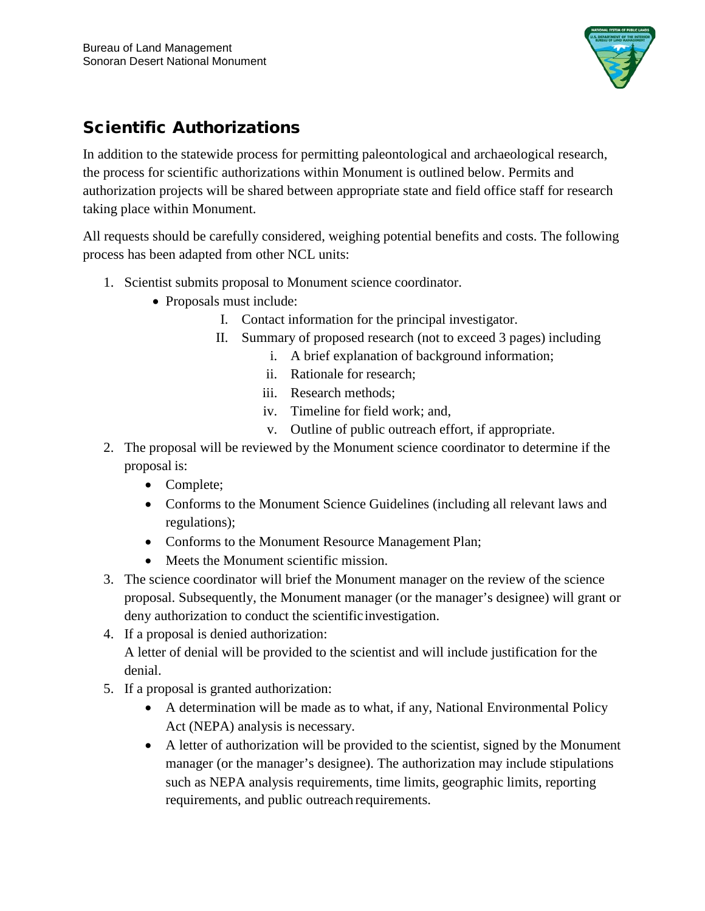## Scientific Authorizations

In addition to the statewide process for permitting paleontological and archaeological research, the process for scientific authorizations within Monument is outlined below. Permits and authorization projects will be shared between appropriate state and field office staff for research taking place within Monument.

All requests should be carefully considered, weighing potential benefits and costs. The following process has been adapted from other NCL units:

1. Scientist submits proposal to Monument science coordinator.
   - Proposals must include:
     - I. Contact information for the principal investigator.
     - II. Summary of proposed research (not to exceed 3 pages) including
       - i. A brief explanation of background information;
       - ii. Rationale for research;
       - iii. Research methods;
       - iv. Timeline for field work; and,
       - v. Outline of public outreach effort, if appropriate.
2. The proposal will be reviewed by the Monument science coordinator to determine if the proposal is:
   - Complete;
   - Conforms to the Monument Science Guidelines (including all relevant laws and regulations);
   - Conforms to the Monument Resource Management Plan;
   - Meets the Monument scientific mission.
3. The science coordinator will brief the Monument manager on the review of the science proposal. Subsequently, the Monument manager (or the manager's designee) will grant or deny authorization to conduct the scientific investigation.
4. If a proposal is denied authorization:
   A letter of denial will be provided to the scientist and will include justification for the denial.
5. If a proposal is granted authorization:
   - A determination will be made as to what, if any, National Environmental Policy Act (NEPA) analysis is necessary.
   - A letter of authorization will be provided to the scientist, signed by the Monument manager (or the manager's designee). The authorization may include stipulations such as NEPA analysis requirements, time limits, geographic limits, reporting requirements, and public outreach requirements.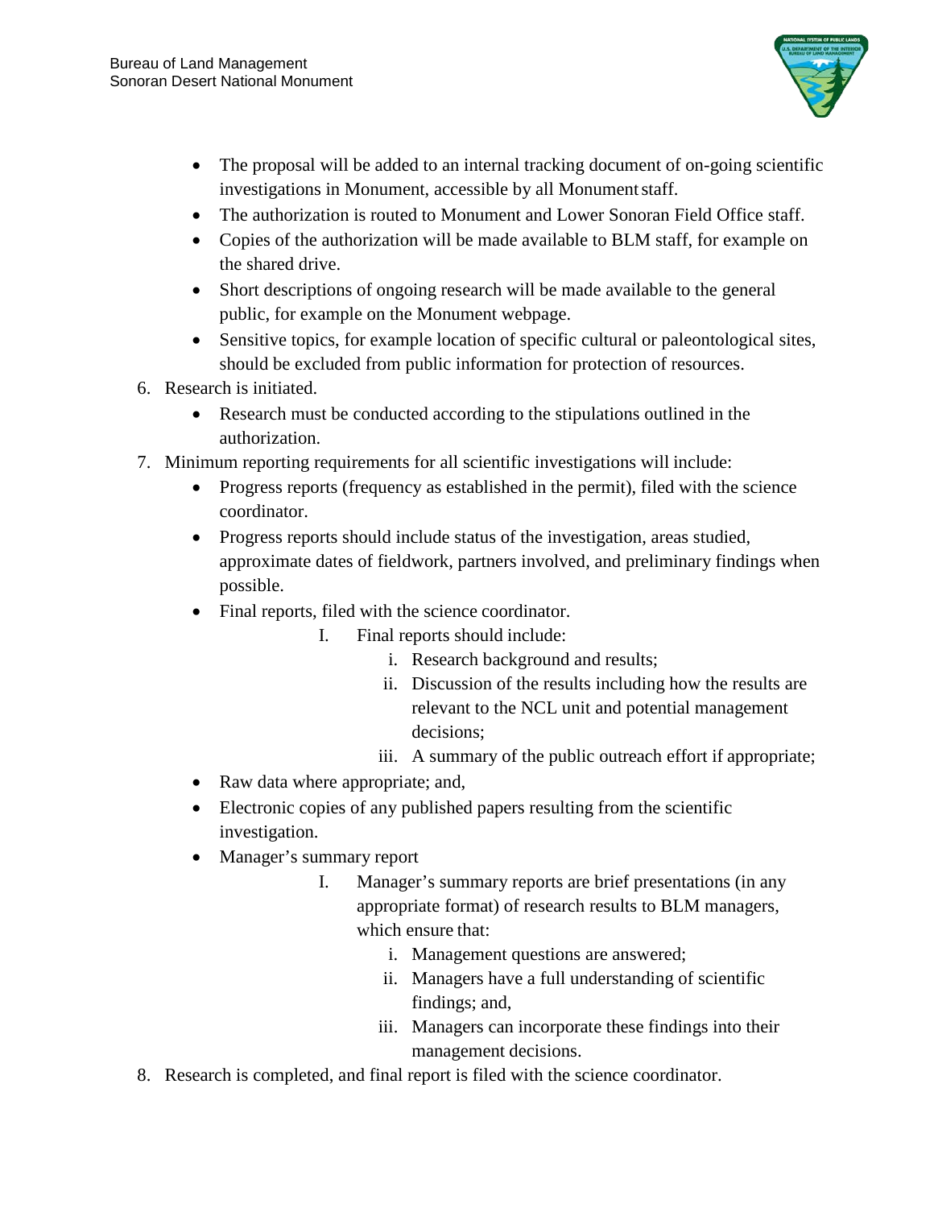- The proposal will be added to an internal tracking document of on-going scientific investigations in Monument, accessible by all Monument staff.
- The authorization is routed to Monument and Lower Sonoran Field Office staff.
- Copies of the authorization will be made available to BLM staff, for example on the shared drive.
- Short descriptions of ongoing research will be made available to the general public, for example on the Monument webpage.
- Sensitive topics, for example location of specific cultural or paleontological sites, should be excluded from public information for protection of resources.

6. Research is initiated.
   - Research must be conducted according to the stipulations outlined in the authorization.
7. Minimum reporting requirements for all scientific investigations will include:
   - Progress reports (frequency as established in the permit), filed with the science coordinator.
   - Progress reports should include status of the investigation, areas studied, approximate dates of fieldwork, partners involved, and preliminary findings when possible.
   - Final reports, filed with the science coordinator.
     - I. Final reports should include:
       - i. Research background and results;
       - ii. Discussion of the results including how the results are relevant to the NCL unit and potential management decisions;
       - iii. A summary of the public outreach effort if appropriate;
   - Raw data where appropriate; and,
   - Electronic copies of any published papers resulting from the scientific investigation.
   - Manager's summary report
     - I. Manager's summary reports are brief presentations (in any appropriate format) of research results to BLM managers, which ensure that:
       - i. Management questions are answered;
       - ii. Managers have a full understanding of scientific findings; and,
       - iii. Managers can incorporate these findings into their management decisions.
8. Research is completed, and final report is filed with the science coordinator.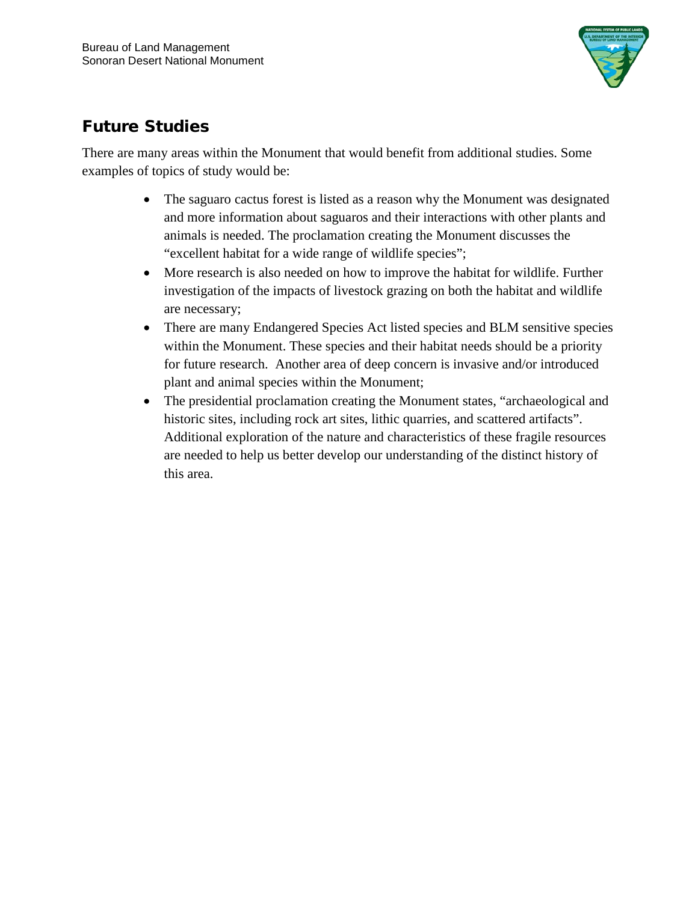## Future Studies

There are many areas within the Monument that would benefit from additional studies. Some examples of topics of study would be:

- The saguaro cactus forest is listed as a reason why the Monument was designated and more information about saguaros and their interactions with other plants and animals is needed. The proclamation creating the Monument discusses the "excellent habitat for a wide range of wildlife species";
- More research is also needed on how to improve the habitat for wildlife. Further investigation of the impacts of livestock grazing on both the habitat and wildlife are necessary;
- There are many Endangered Species Act listed species and BLM sensitive species within the Monument. These species and their habitat needs should be a priority for future research. Another area of deep concern is invasive and/or introduced plant and animal species within the Monument;
- The presidential proclamation creating the Monument states, "archaeological and historic sites, including rock art sites, lithic quarries, and scattered artifacts". Additional exploration of the nature and characteristics of these fragile resources are needed to help us better develop our understanding of the distinct history of this area.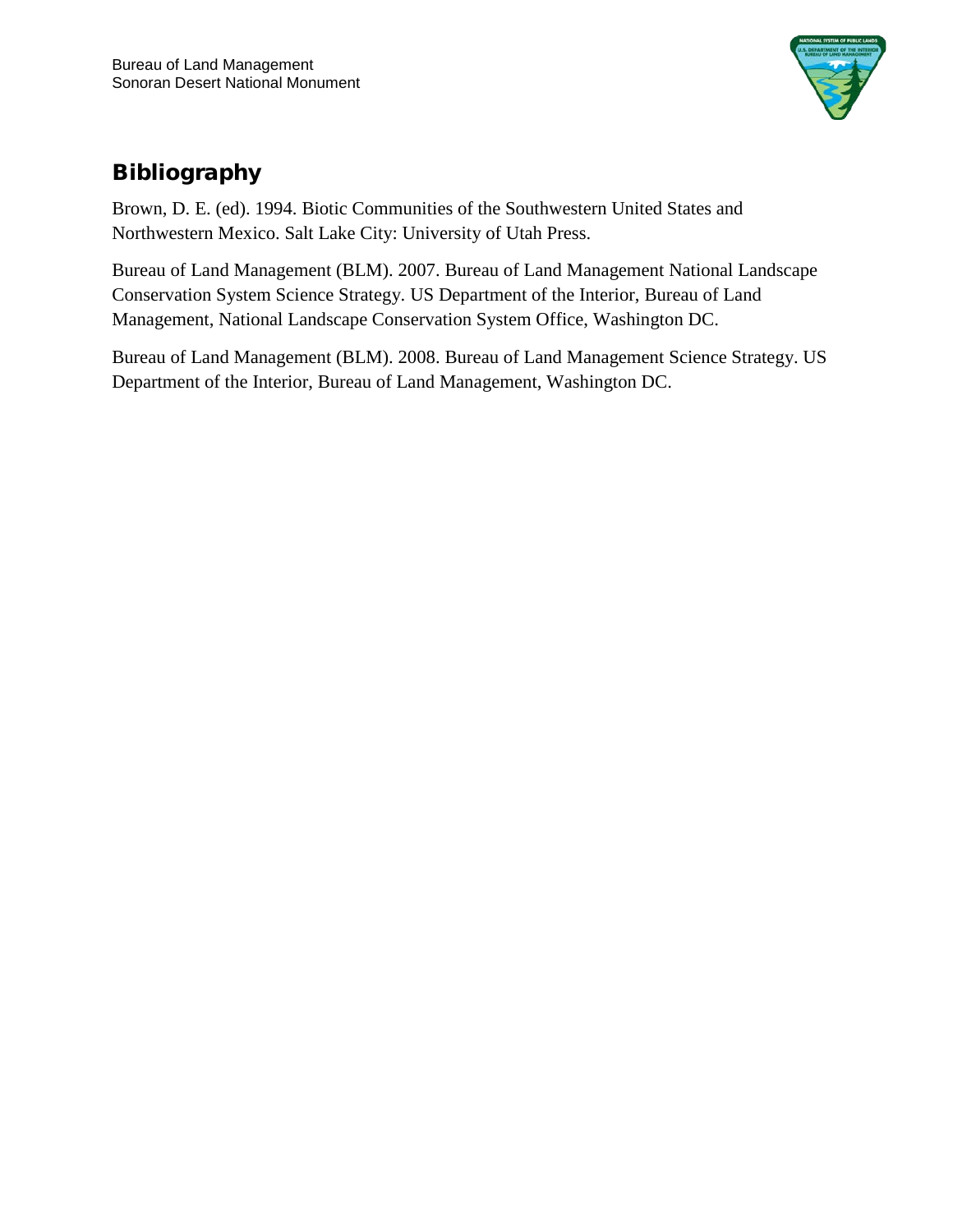## Bibliography

Brown, D. E. (ed). 1994. Biotic Communities of the Southwestern United States and Northwestern Mexico. Salt Lake City: University of Utah Press.

Bureau of Land Management (BLM). 2007. Bureau of Land Management National Landscape Conservation System Science Strategy. US Department of the Interior, Bureau of Land Management, National Landscape Conservation System Office, Washington DC.

Bureau of Land Management (BLM). 2008. Bureau of Land Management Science Strategy. US Department of the Interior, Bureau of Land Management, Washington DC.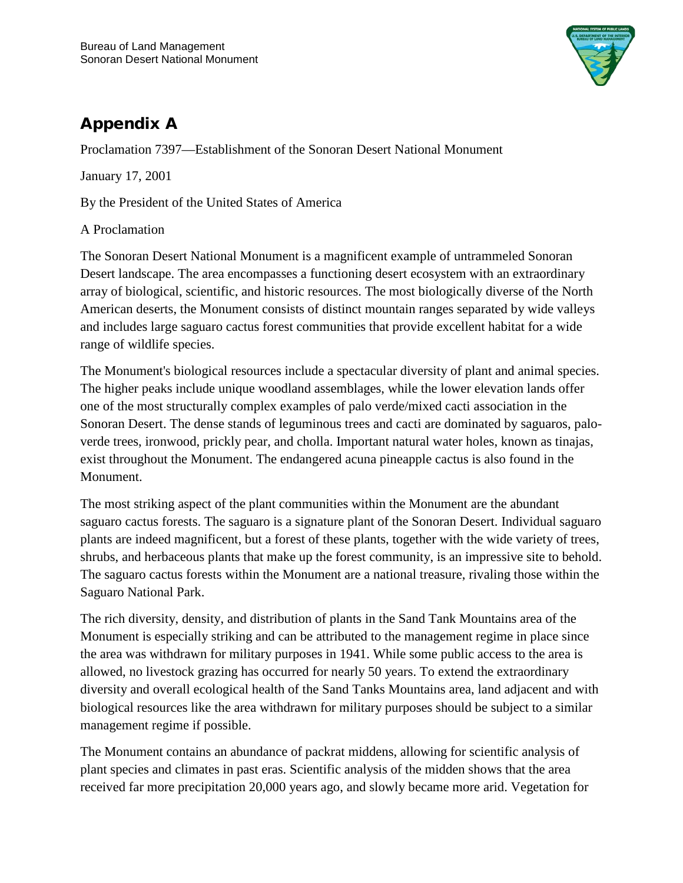## Appendix A

Proclamation 7397—Establishment of the Sonoran Desert National Monument

January 17, 2001

By the President of the United States of America

A Proclamation

The Sonoran Desert National Monument is a magnificent example of untrammeled Sonoran Desert landscape. The area encompasses a functioning desert ecosystem with an extraordinary array of biological, scientific, and historic resources. The most biologically diverse of the North American deserts, the Monument consists of distinct mountain ranges separated by wide valleys and includes large saguaro cactus forest communities that provide excellent habitat for a wide range of wildlife species.

The Monument's biological resources include a spectacular diversity of plant and animal species. The higher peaks include unique woodland assemblages, while the lower elevation lands offer one of the most structurally complex examples of palo verde/mixed cacti association in the Sonoran Desert. The dense stands of leguminous trees and cacti are dominated by saguaros, palo-verde trees, ironwood, prickly pear, and cholla. Important natural water holes, known as tinajas, exist throughout the Monument. The endangered acuna pineapple cactus is also found in the Monument.

The most striking aspect of the plant communities within the Monument are the abundant saguaro cactus forests. The saguaro is a signature plant of the Sonoran Desert. Individual saguaro plants are indeed magnificent, but a forest of these plants, together with the wide variety of trees, shrubs, and herbaceous plants that make up the forest community, is an impressive site to behold. The saguaro cactus forests within the Monument are a national treasure, rivaling those within the Saguaro National Park.

The rich diversity, density, and distribution of plants in the Sand Tank Mountains area of the Monument is especially striking and can be attributed to the management regime in place since the area was withdrawn for military purposes in 1941. While some public access to the area is allowed, no livestock grazing has occurred for nearly 50 years. To extend the extraordinary diversity and overall ecological health of the Sand Tanks Mountains area, land adjacent and with biological resources like the area withdrawn for military purposes should be subject to a similar management regime if possible.

The Monument contains an abundance of packrat middens, allowing for scientific analysis of plant species and climates in past eras. Scientific analysis of the midden shows that the area received far more precipitation 20,000 years ago, and slowly became more arid. Vegetation for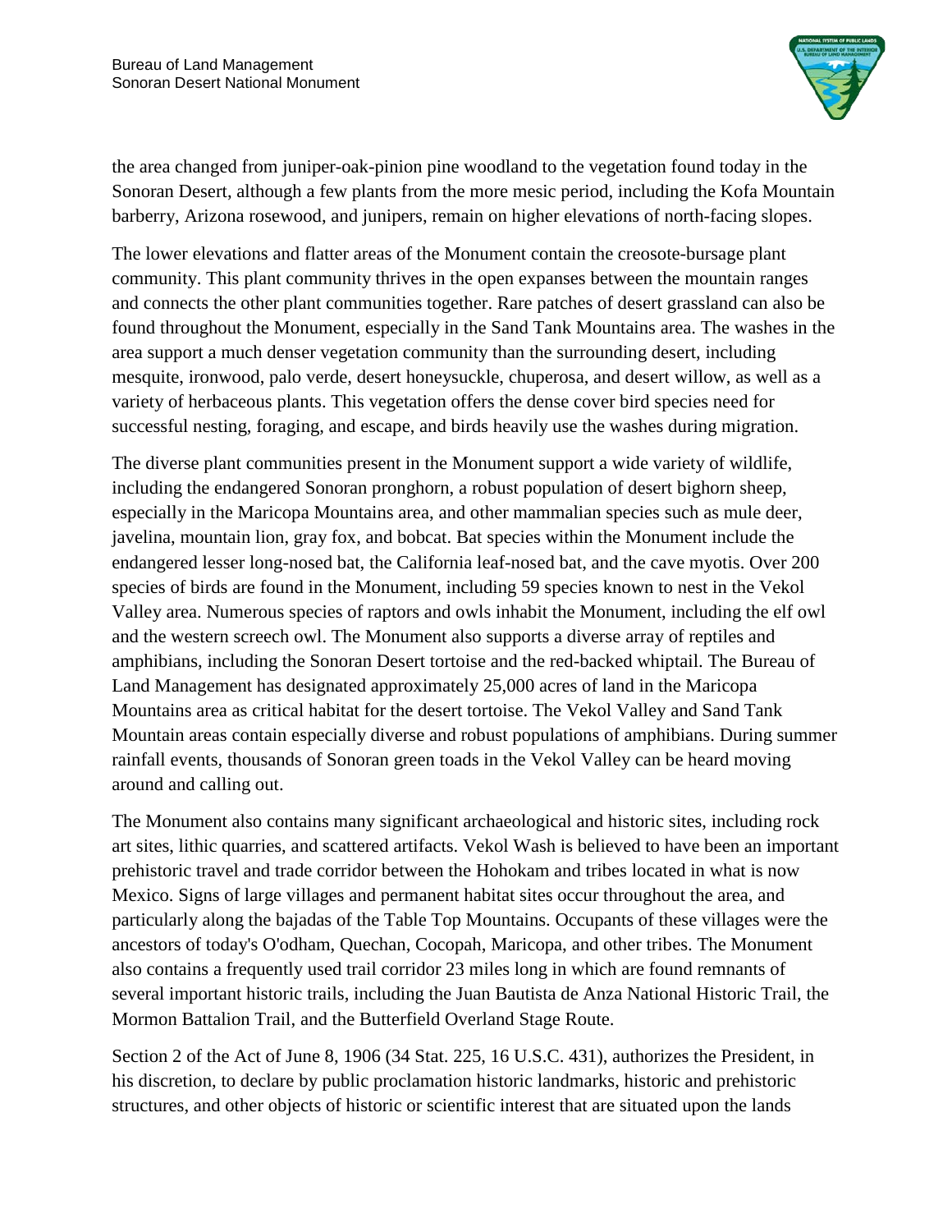the area changed from juniper-oak-pinion pine woodland to the vegetation found today in the Sonoran Desert, although a few plants from the more mesic period, including the Kofa Mountain barberry, Arizona rosewood, and junipers, remain on higher elevations of north-facing slopes.

The lower elevations and flatter areas of the Monument contain the creosote-bursage plant community. This plant community thrives in the open expanses between the mountain ranges and connects the other plant communities together. Rare patches of desert grassland can also be found throughout the Monument, especially in the Sand Tank Mountains area. The washes in the area support a much denser vegetation community than the surrounding desert, including mesquite, ironwood, palo verde, desert honeysuckle, chuperosa, and desert willow, as well as a variety of herbaceous plants. This vegetation offers the dense cover bird species need for successful nesting, foraging, and escape, and birds heavily use the washes during migration.

The diverse plant communities present in the Monument support a wide variety of wildlife, including the endangered Sonoran pronghorn, a robust population of desert bighorn sheep, especially in the Maricopa Mountains area, and other mammalian species such as mule deer, javelina, mountain lion, gray fox, and bobcat. Bat species within the Monument include the endangered lesser long-nosed bat, the California leaf-nosed bat, and the cave myotis. Over 200 species of birds are found in the Monument, including 59 species known to nest in the Vekol Valley area. Numerous species of raptors and owls inhabit the Monument, including the elf owl and the western screech owl. The Monument also supports a diverse array of reptiles and amphibians, including the Sonoran Desert tortoise and the red-backed whiptail. The Bureau of Land Management has designated approximately 25,000 acres of land in the Maricopa Mountains area as critical habitat for the desert tortoise. The Vekol Valley and Sand Tank Mountain areas contain especially diverse and robust populations of amphibians. During summer rainfall events, thousands of Sonoran green toads in the Vekol Valley can be heard moving around and calling out.

The Monument also contains many significant archaeological and historic sites, including rock art sites, lithic quarries, and scattered artifacts. Vekol Wash is believed to have been an important prehistoric travel and trade corridor between the Hohokam and tribes located in what is now Mexico. Signs of large villages and permanent habitat sites occur throughout the area, and particularly along the bajadas of the Table Top Mountains. Occupants of these villages were the ancestors of today's O'odham, Quechan, Cocopah, Maricopa, and other tribes. The Monument also contains a frequently used trail corridor 23 miles long in which are found remnants of several important historic trails, including the Juan Bautista de Anza National Historic Trail, the Mormon Battalion Trail, and the Butterfield Overland Stage Route.

Section 2 of the Act of June 8, 1906 (34 Stat. 225, 16 U.S.C. 431), authorizes the President, in his discretion, to declare by public proclamation historic landmarks, historic and prehistoric structures, and other objects of historic or scientific interest that are situated upon the lands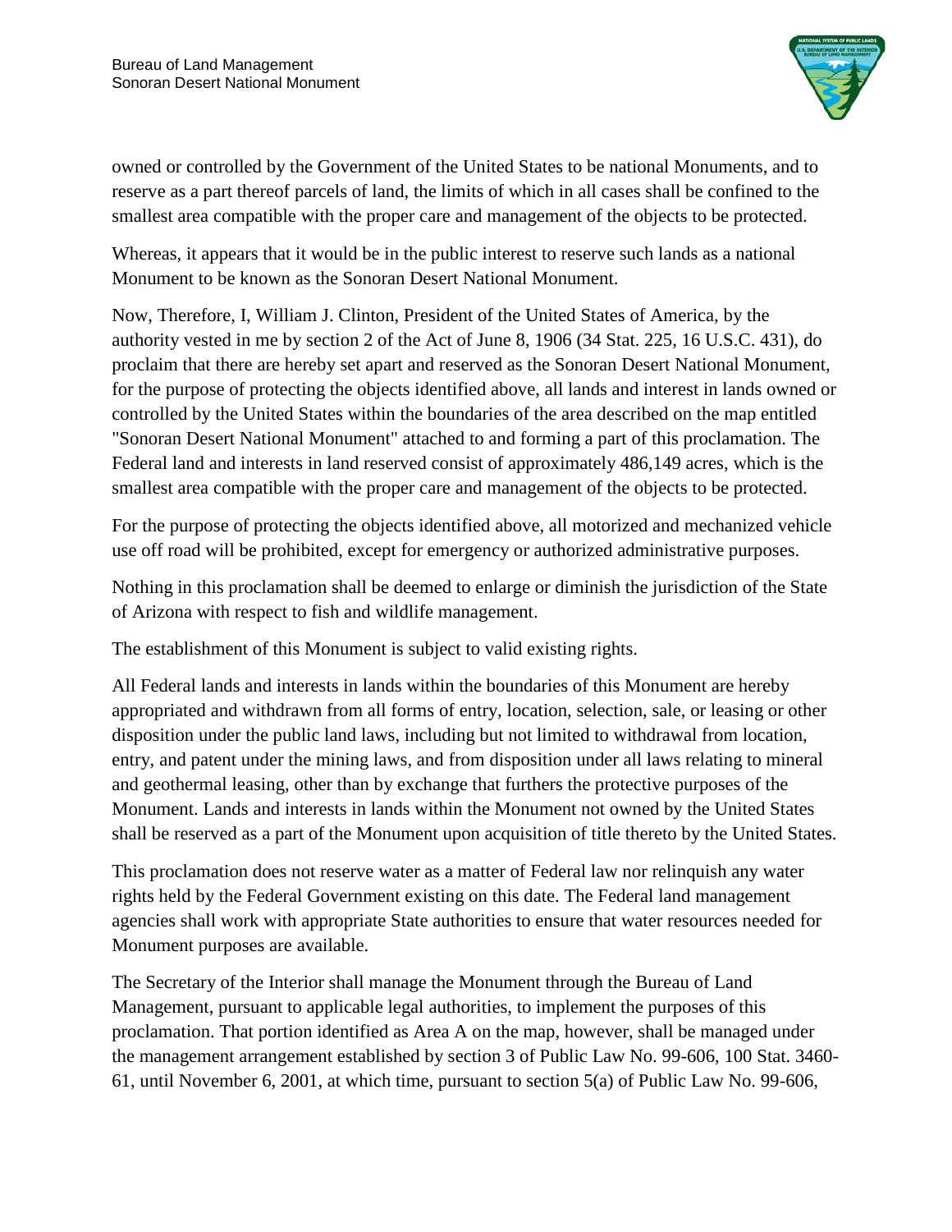owned or controlled by the Government of the United States to be national Monuments, and to reserve as a part thereof parcels of land, the limits of which in all cases shall be confined to the smallest area compatible with the proper care and management of the objects to be protected.

Whereas, it appears that it would be in the public interest to reserve such lands as a national Monument to be known as the Sonoran Desert National Monument.

Now, Therefore, I, William J. Clinton, President of the United States of America, by the authority vested in me by section 2 of the Act of June 8, 1906 (34 Stat. 225, 16 U.S.C. 431), do proclaim that there are hereby set apart and reserved as the Sonoran Desert National Monument, for the purpose of protecting the objects identified above, all lands and interest in lands owned or controlled by the United States within the boundaries of the area described on the map entitled "Sonoran Desert National Monument" attached to and forming a part of this proclamation. The Federal land and interests in land reserved consist of approximately 486,149 acres, which is the smallest area compatible with the proper care and management of the objects to be protected.

For the purpose of protecting the objects identified above, all motorized and mechanized vehicle use off road will be prohibited, except for emergency or authorized administrative purposes.

Nothing in this proclamation shall be deemed to enlarge or diminish the jurisdiction of the State of Arizona with respect to fish and wildlife management.

The establishment of this Monument is subject to valid existing rights.

All Federal lands and interests in lands within the boundaries of this Monument are hereby appropriated and withdrawn from all forms of entry, location, selection, sale, or leasing or other disposition under the public land laws, including but not limited to withdrawal from location, entry, and patent under the mining laws, and from disposition under all laws relating to mineral and geothermal leasing, other than by exchange that furthers the protective purposes of the Monument. Lands and interests in lands within the Monument not owned by the United States shall be reserved as a part of the Monument upon acquisition of title thereto by the United States.

This proclamation does not reserve water as a matter of Federal law nor relinquish any water rights held by the Federal Government existing on this date. The Federal land management agencies shall work with appropriate State authorities to ensure that water resources needed for Monument purposes are available.

The Secretary of the Interior shall manage the Monument through the Bureau of Land Management, pursuant to applicable legal authorities, to implement the purposes of this proclamation. That portion identified as Area A on the map, however, shall be managed under the management arrangement established by section 3 of Public Law No. 99-606, 100 Stat. 3460-61, until November 6, 2001, at which time, pursuant to section 5(a) of Public Law No. 99-606,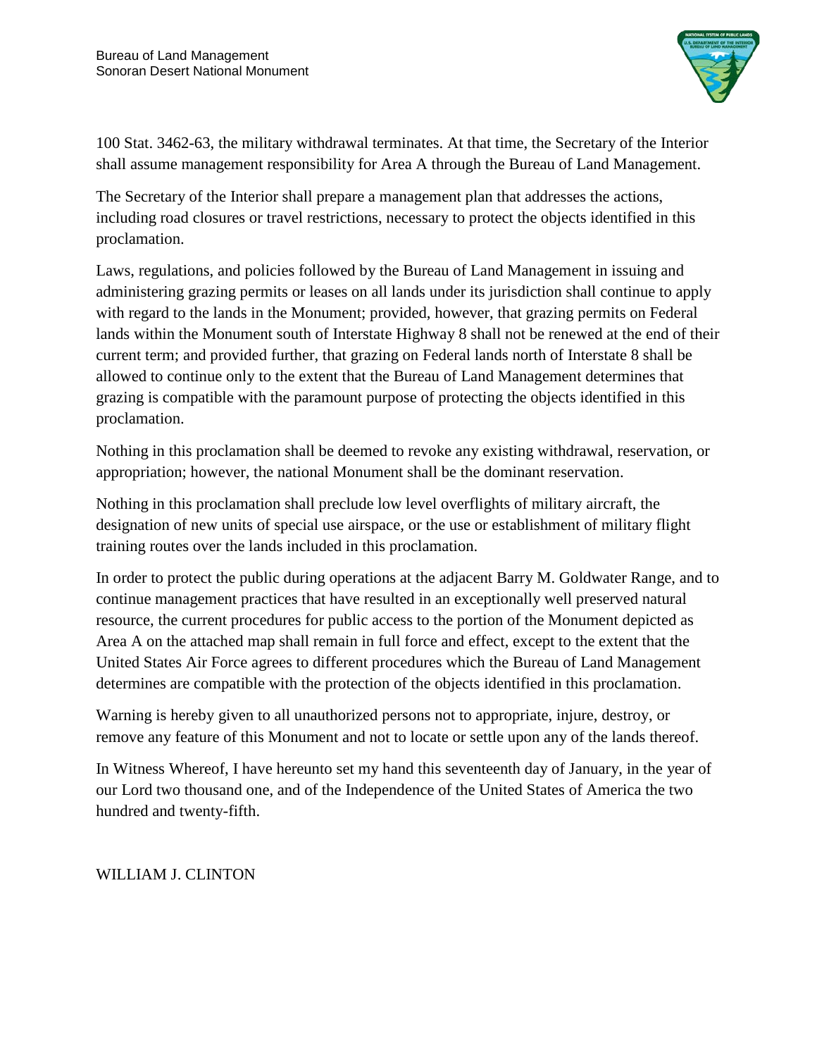100 Stat. 3462-63, the military withdrawal terminates. At that time, the Secretary of the Interior shall assume management responsibility for Area A through the Bureau of Land Management.

The Secretary of the Interior shall prepare a management plan that addresses the actions, including road closures or travel restrictions, necessary to protect the objects identified in this proclamation.

Laws, regulations, and policies followed by the Bureau of Land Management in issuing and administering grazing permits or leases on all lands under its jurisdiction shall continue to apply with regard to the lands in the Monument; provided, however, that grazing permits on Federal lands within the Monument south of Interstate Highway 8 shall not be renewed at the end of their current term; and provided further, that grazing on Federal lands north of Interstate 8 shall be allowed to continue only to the extent that the Bureau of Land Management determines that grazing is compatible with the paramount purpose of protecting the objects identified in this proclamation.

Nothing in this proclamation shall be deemed to revoke any existing withdrawal, reservation, or appropriation; however, the national Monument shall be the dominant reservation.

Nothing in this proclamation shall preclude low level overflights of military aircraft, the designation of new units of special use airspace, or the use or establishment of military flight training routes over the lands included in this proclamation.

In order to protect the public during operations at the adjacent Barry M. Goldwater Range, and to continue management practices that have resulted in an exceptionally well preserved natural resource, the current procedures for public access to the portion of the Monument depicted as Area A on the attached map shall remain in full force and effect, except to the extent that the United States Air Force agrees to different procedures which the Bureau of Land Management determines are compatible with the protection of the objects identified in this proclamation.

Warning is hereby given to all unauthorized persons not to appropriate, injure, destroy, or remove any feature of this Monument and not to locate or settle upon any of the lands thereof.

In Witness Whereof, I have hereunto set my hand this seventeenth day of January, in the year of our Lord two thousand one, and of the Independence of the United States of America the two hundred and twenty-fifth.

WILLIAM J. CLINTON